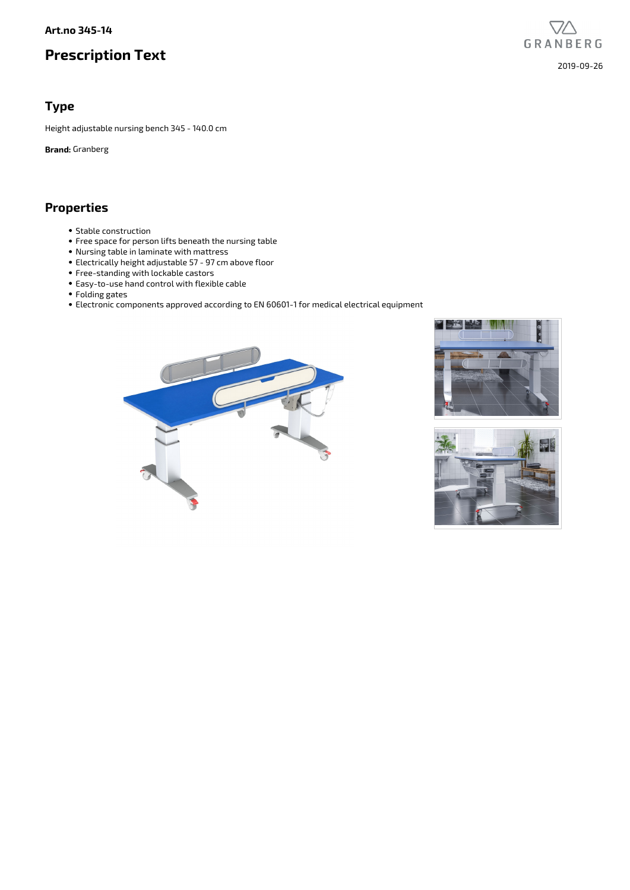**Art.no 345-14**

# Prescription Text

2019-09-26

## Type

Height adjustable nursing bench 345 - 140.0 cm

**Brand:** Granberg

## Properties

- Stable construction
- Free space for person lifts beneath the nursing table
- Nursing table in laminate with mattress
- Electrically height adjustable 57 - 97 cm above floor
- Free-standing with lockable castors
- Easy-to-use hand control with flexible cable
- Folding gates
- Electronic components approved according to EN 60601-1 for medical electrical equipment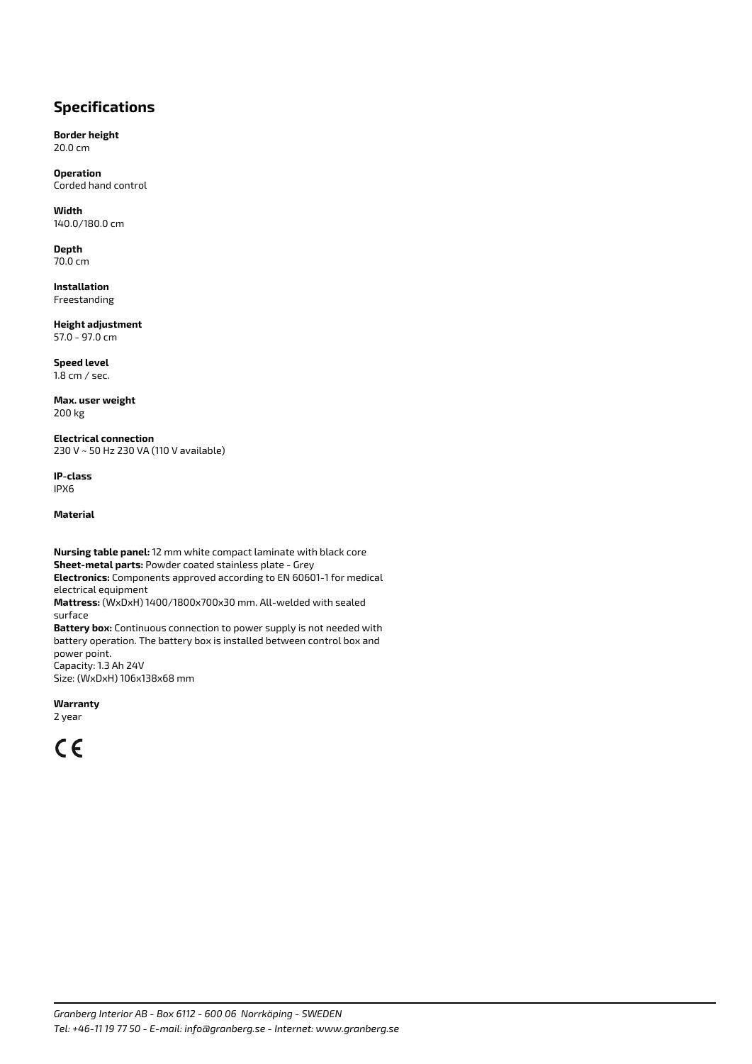## Specifications

**Border height**
20.0 cm

**Operation**
Corded hand control

**Width**
140.0/180.0 cm

**Depth**
70.0 cm

**Installation**
Freestanding

**Height adjustment**
57.0 - 97.0 cm

**Speed level**
1.8 cm / sec.

**Max. user weight**
200 kg

**Electrical connection**
230 V ~ 50 Hz 230 VA (110 V available)

**IP-class**
IPX6

**Material**

**Nursing table panel:** 12 mm white compact laminate with black core
**Sheet-metal parts:** Powder coated stainless plate - Grey
**Electronics:** Components approved according to EN 60601-1 for medical electrical equipment
**Mattress:** (WxDxH) 1400/1800x700x30 mm. All-welded with sealed surface
**Battery box:** Continuous connection to power supply is not needed with battery operation. The battery box is installed between control box and power point.
Capacity: 1.3 Ah 24V
Size: (WxDxH) 106x138x68 mm

**Warranty**
2 year

CE

*Granberg Interior AB - Box 6112 - 600 06 Norrköping - SWEDEN*
*Tel: +46-11 19 77 50 - E-mail: info@granberg.se - Internet: www.granberg.se*